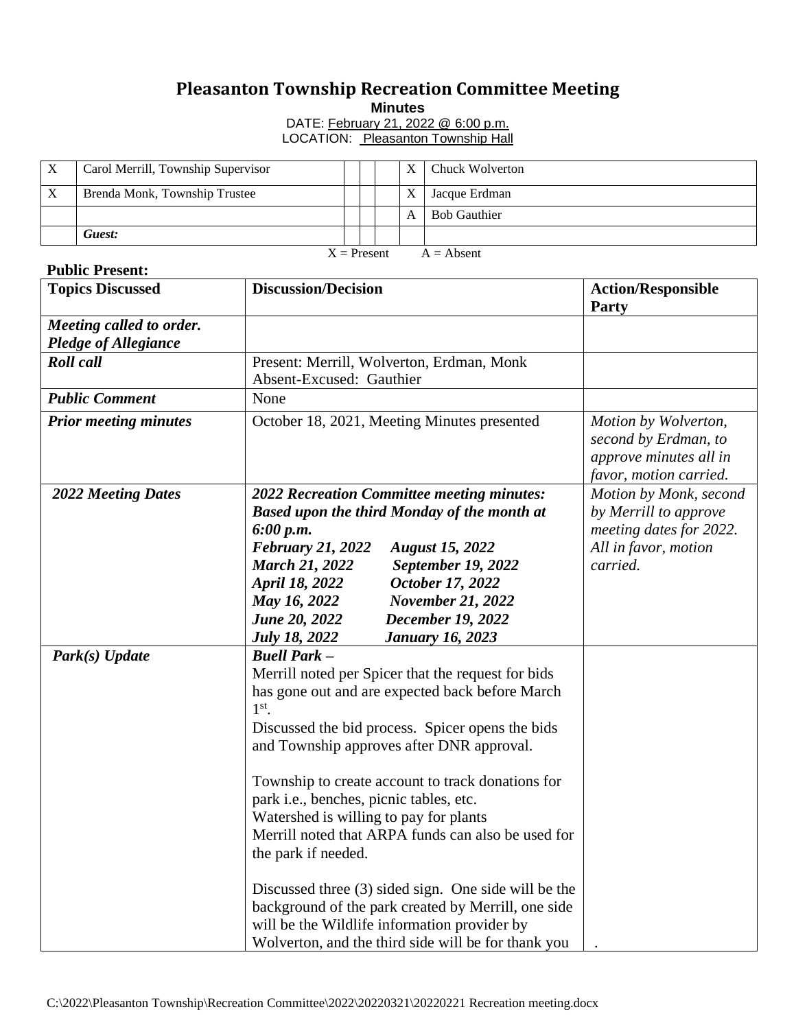# Pleasanton Township Recreation Committee Meeting

**Minutes**

DATE: February 21, 2022 @ 6:00 p.m.
LOCATION: Pleasanton Township Hall

| | | | | | | |
|---|---|---|---|---|---|---|
| X | Carol Merrill, Township Supervisor | | | | X | Chuck Wolverton |
| X | Brenda Monk, Township Trustee | | | | X | Jacque Erdman |
| | | | | | A | Bob Gauthier |
| | ***Guest:*** | | | | | |

X = Present A = Absent

**Public Present:**

| **Topics Discussed** | **Discussion/Decision** | **Action/Responsible Party** |
|---|---|---|
| ***Meeting called to order. Pledge of Allegiance*** | | |
| ***Roll call*** | Present: Merrill, Wolverton, Erdman, Monk<br>Absent-Excused: Gauthier | |
| ***Public Comment*** | None | |
| ***Prior meeting minutes*** | October 18, 2021, Meeting Minutes presented | *Motion by Wolverton, second by Erdman, to approve minutes all in favor, motion carried.* |
| ***2022 Meeting Dates*** | ***2022 Recreation Committee meeting minutes: Based upon the third Monday of the month at 6:00 p.m.***<br>***February 21, 2022 August 15, 2022***<br>***March 21, 2022 September 19, 2022***<br>***April 18, 2022 October 17, 2022***<br>***May 16, 2022 November 21, 2022***<br>***June 20, 2022 December 19, 2022***<br>***July 18, 2022 January 16, 2023*** | *Motion by Monk, second by Merrill to approve meeting dates for 2022. All in favor, motion carried.* |
| ***Park(s) Update*** | ***Buell Park –***<br>Merrill noted per Spicer that the request for bids has gone out and are expected back before March 1st.<br>Discussed the bid process. Spicer opens the bids and Township approves after DNR approval.<br><br>Township to create account to track donations for park i.e., benches, picnic tables, etc.<br>Watershed is willing to pay for plants<br>Merrill noted that ARPA funds can also be used for the park if needed.<br><br>Discussed three (3) sided sign. One side will be the background of the park created by Merrill, one side will be the Wildlife information provider by Wolverton, and the third side will be for thank you | . |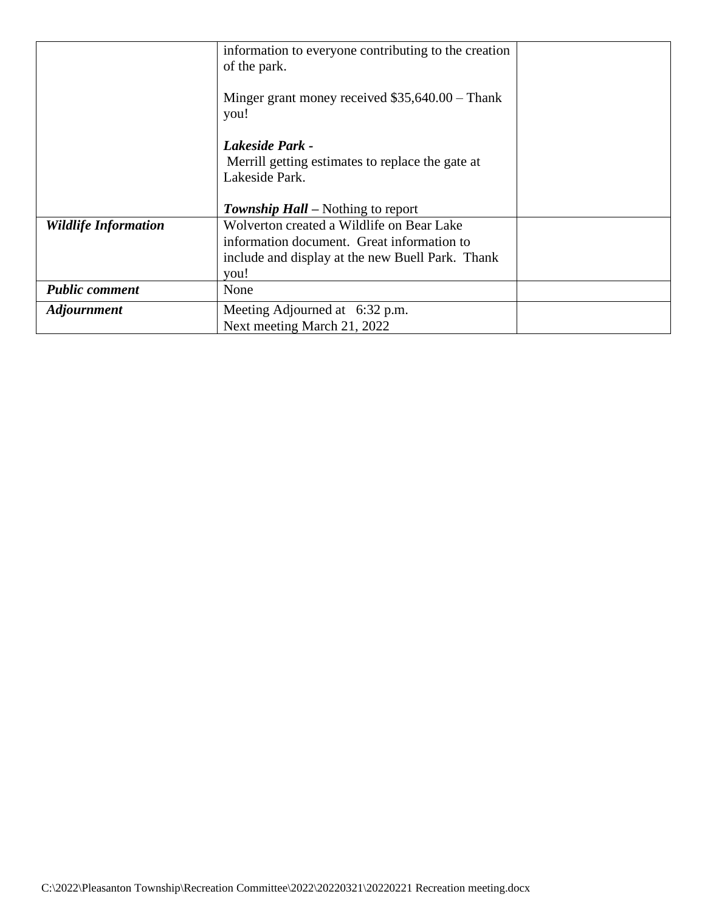| | | |
|---|---|---|
| | information to everyone contributing to the creation of the park.<br><br>Minger grant money received $35,640.00 – Thank you!<br><br>***Lakeside Park -***<br>Merrill getting estimates to replace the gate at Lakeside Park.<br><br>***Township Hall*** **–** Nothing to report | |
| ***Wildlife Information*** | Wolverton created a Wildlife on Bear Lake information document. Great information to include and display at the new Buell Park. Thank you! | |
| ***Public comment*** | None | |
| ***Adjournment*** | Meeting Adjourned at 6:32 p.m.<br>Next meeting March 21, 2022 | |

C:\2022\Pleasanton Township\Recreation Committee\2022\20220321\20220221 Recreation meeting.docx